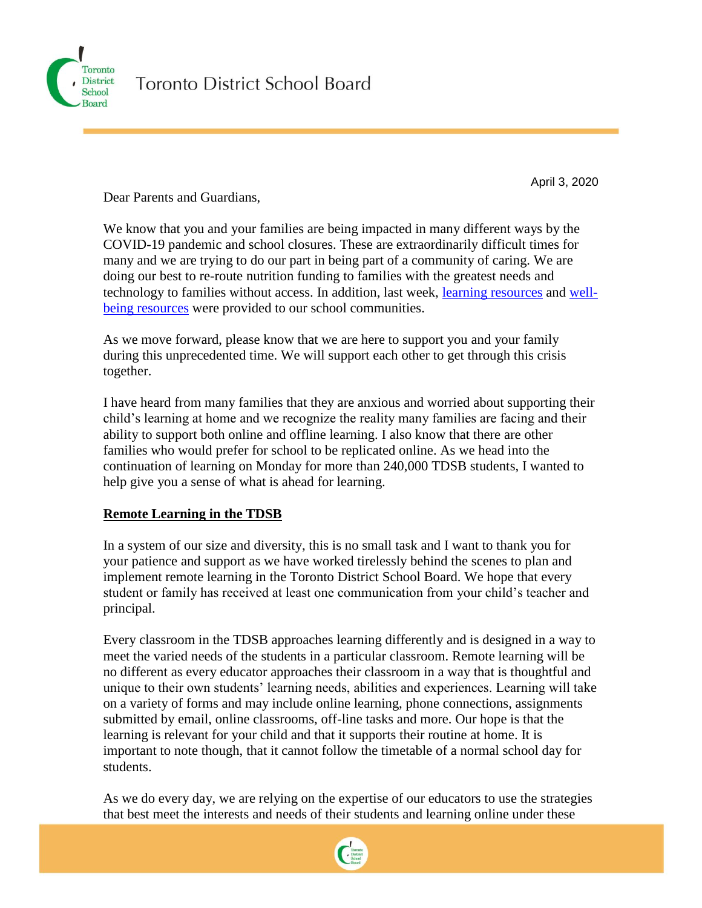Toronto District School Board

April 3, 2020

Dear Parents and Guardians,

We know that you and your families are being impacted in many different ways by the COVID-19 pandemic and school closures. These are extraordinarily difficult times for many and we are trying to do our part in being part of a community of caring. We are doing our best to re-route nutrition funding to families with the greatest needs and technology to families without access. In addition, last week, learning resources and well-being resources were provided to our school communities.

As we move forward, please know that we are here to support you and your family during this unprecedented time. We will support each other to get through this crisis together.

I have heard from many families that they are anxious and worried about supporting their child's learning at home and we recognize the reality many families are facing and their ability to support both online and offline learning. I also know that there are other families who would prefer for school to be replicated online. As we head into the continuation of learning on Monday for more than 240,000 TDSB students, I wanted to help give you a sense of what is ahead for learning.

## Remote Learning in the TDSB

In a system of our size and diversity, this is no small task and I want to thank you for your patience and support as we have worked tirelessly behind the scenes to plan and implement remote learning in the Toronto District School Board. We hope that every student or family has received at least one communication from your child's teacher and principal.

Every classroom in the TDSB approaches learning differently and is designed in a way to meet the varied needs of the students in a particular classroom. Remote learning will be no different as every educator approaches their classroom in a way that is thoughtful and unique to their own students' learning needs, abilities and experiences. Learning will take on a variety of forms and may include online learning, phone connections, assignments submitted by email, online classrooms, off-line tasks and more. Our hope is that the learning is relevant for your child and that it supports their routine at home. It is important to note though, that it cannot follow the timetable of a normal school day for students.

As we do every day, we are relying on the expertise of our educators to use the strategies that best meet the interests and needs of their students and learning online under these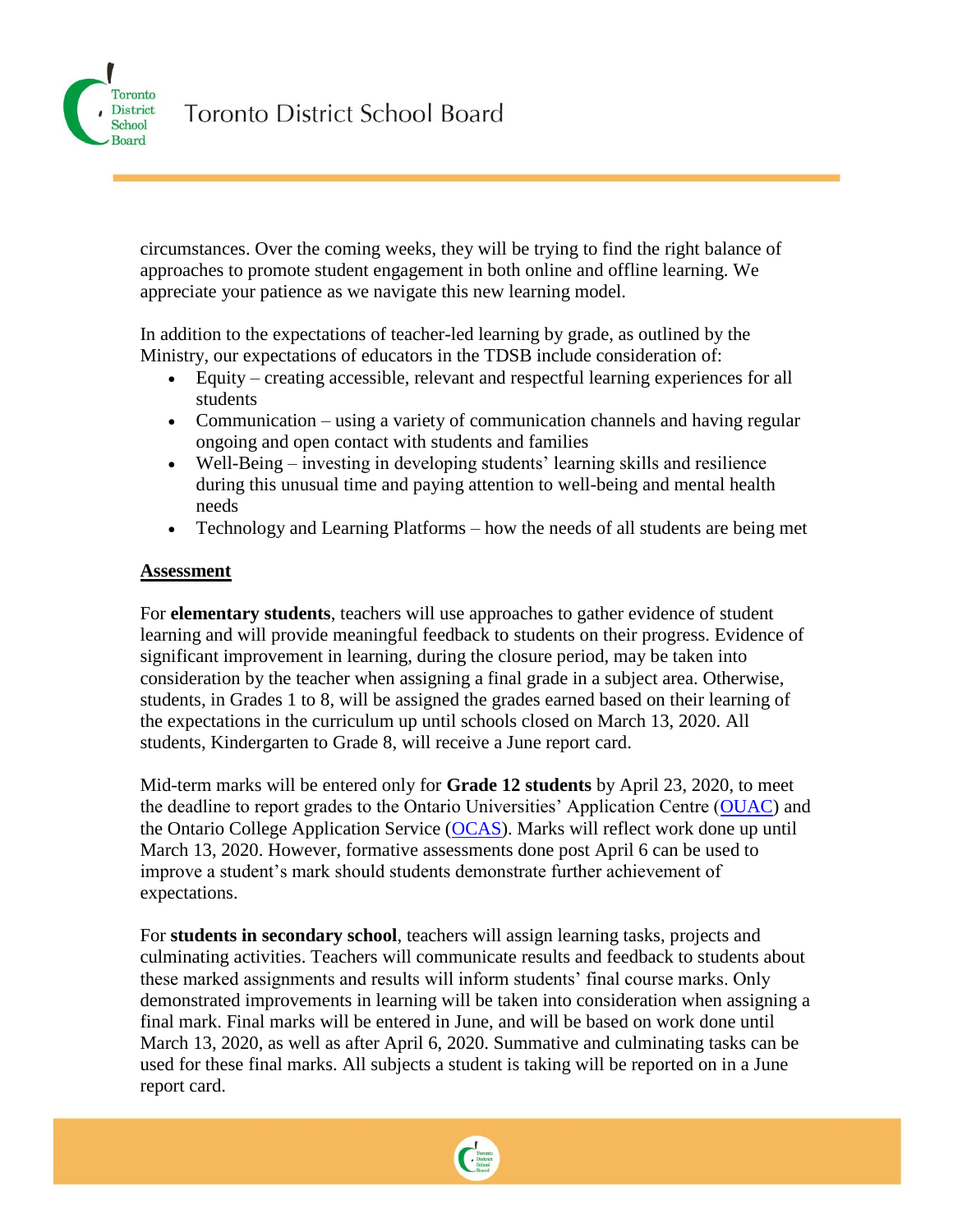circumstances. Over the coming weeks, they will be trying to find the right balance of approaches to promote student engagement in both online and offline learning. We appreciate your patience as we navigate this new learning model.

In addition to the expectations of teacher-led learning by grade, as outlined by the Ministry, our expectations of educators in the TDSB include consideration of:

- Equity – creating accessible, relevant and respectful learning experiences for all students
- Communication – using a variety of communication channels and having regular ongoing and open contact with students and families
- Well-Being – investing in developing students' learning skills and resilience during this unusual time and paying attention to well-being and mental health needs
- Technology and Learning Platforms – how the needs of all students are being met

## Assessment

For **elementary students**, teachers will use approaches to gather evidence of student learning and will provide meaningful feedback to students on their progress. Evidence of significant improvement in learning, during the closure period, may be taken into consideration by the teacher when assigning a final grade in a subject area. Otherwise, students, in Grades 1 to 8, will be assigned the grades earned based on their learning of the expectations in the curriculum up until schools closed on March 13, 2020. All students, Kindergarten to Grade 8, will receive a June report card.

Mid-term marks will be entered only for **Grade 12 students** by April 23, 2020, to meet the deadline to report grades to the Ontario Universities' Application Centre (OUAC) and the Ontario College Application Service (OCAS). Marks will reflect work done up until March 13, 2020. However, formative assessments done post April 6 can be used to improve a student's mark should students demonstrate further achievement of expectations.

For **students in secondary school**, teachers will assign learning tasks, projects and culminating activities. Teachers will communicate results and feedback to students about these marked assignments and results will inform students' final course marks. Only demonstrated improvements in learning will be taken into consideration when assigning a final mark. Final marks will be entered in June, and will be based on work done until March 13, 2020, as well as after April 6, 2020. Summative and culminating tasks can be used for these final marks. All subjects a student is taking will be reported on in a June report card.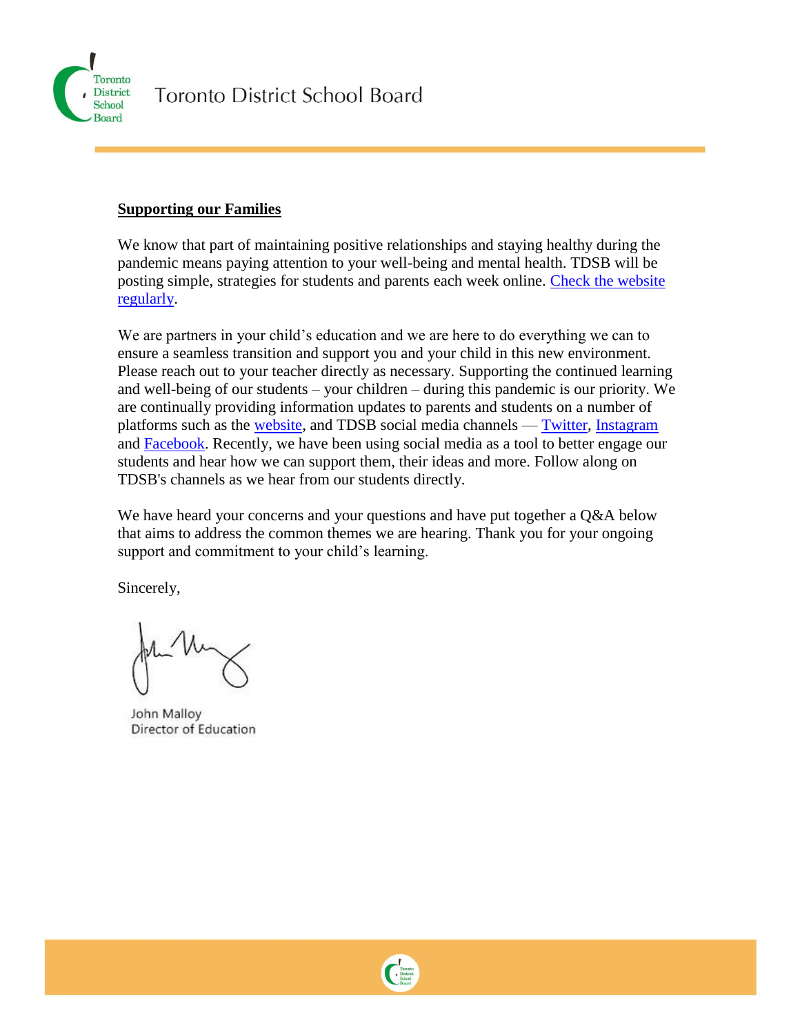**Supporting our Families**

We know that part of maintaining positive relationships and staying healthy during the pandemic means paying attention to your well-being and mental health. TDSB will be posting simple, strategies for students and parents each week online. Check the website regularly.

We are partners in your child's education and we are here to do everything we can to ensure a seamless transition and support you and your child in this new environment. Please reach out to your teacher directly as necessary. Supporting the continued learning and well-being of our students – your children – during this pandemic is our priority. We are continually providing information updates to parents and students on a number of platforms such as the website, and TDSB social media channels — Twitter, Instagram and Facebook. Recently, we have been using social media as a tool to better engage our students and hear how we can support them, their ideas and more. Follow along on TDSB's channels as we hear from our students directly.

We have heard your concerns and your questions and have put together a Q&A below that aims to address the common themes we are hearing. Thank you for your ongoing support and commitment to your child's learning.

Sincerely,

John Malloy
Director of Education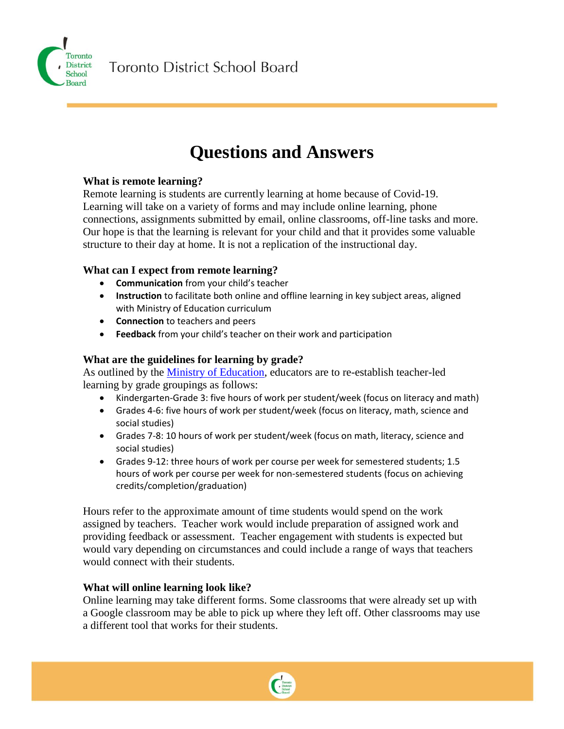# Questions and Answers

**What is remote learning?**

Remote learning is students are currently learning at home because of Covid-19. Learning will take on a variety of forms and may include online learning, phone connections, assignments submitted by email, online classrooms, off-line tasks and more. Our hope is that the learning is relevant for your child and that it provides some valuable structure to their day at home. It is not a replication of the instructional day.

**What can I expect from remote learning?**

- **Communication** from your child's teacher
- **Instruction** to facilitate both online and offline learning in key subject areas, aligned with Ministry of Education curriculum
- **Connection** to teachers and peers
- **Feedback** from your child's teacher on their work and participation

**What are the guidelines for learning by grade?**

As outlined by the [Ministry of Education](), educators are to re-establish teacher-led learning by grade groupings as follows:

- Kindergarten-Grade 3: five hours of work per student/week (focus on literacy and math)
- Grades 4-6: five hours of work per student/week (focus on literacy, math, science and social studies)
- Grades 7-8: 10 hours of work per student/week (focus on math, literacy, science and social studies)
- Grades 9-12: three hours of work per course per week for semestered students; 1.5 hours of work per course per week for non-semestered students (focus on achieving credits/completion/graduation)

Hours refer to the approximate amount of time students would spend on the work assigned by teachers. Teacher work would include preparation of assigned work and providing feedback or assessment. Teacher engagement with students is expected but would vary depending on circumstances and could include a range of ways that teachers would connect with their students.

**What will online learning look like?**

Online learning may take different forms. Some classrooms that were already set up with a Google classroom may be able to pick up where they left off. Other classrooms may use a different tool that works for their students.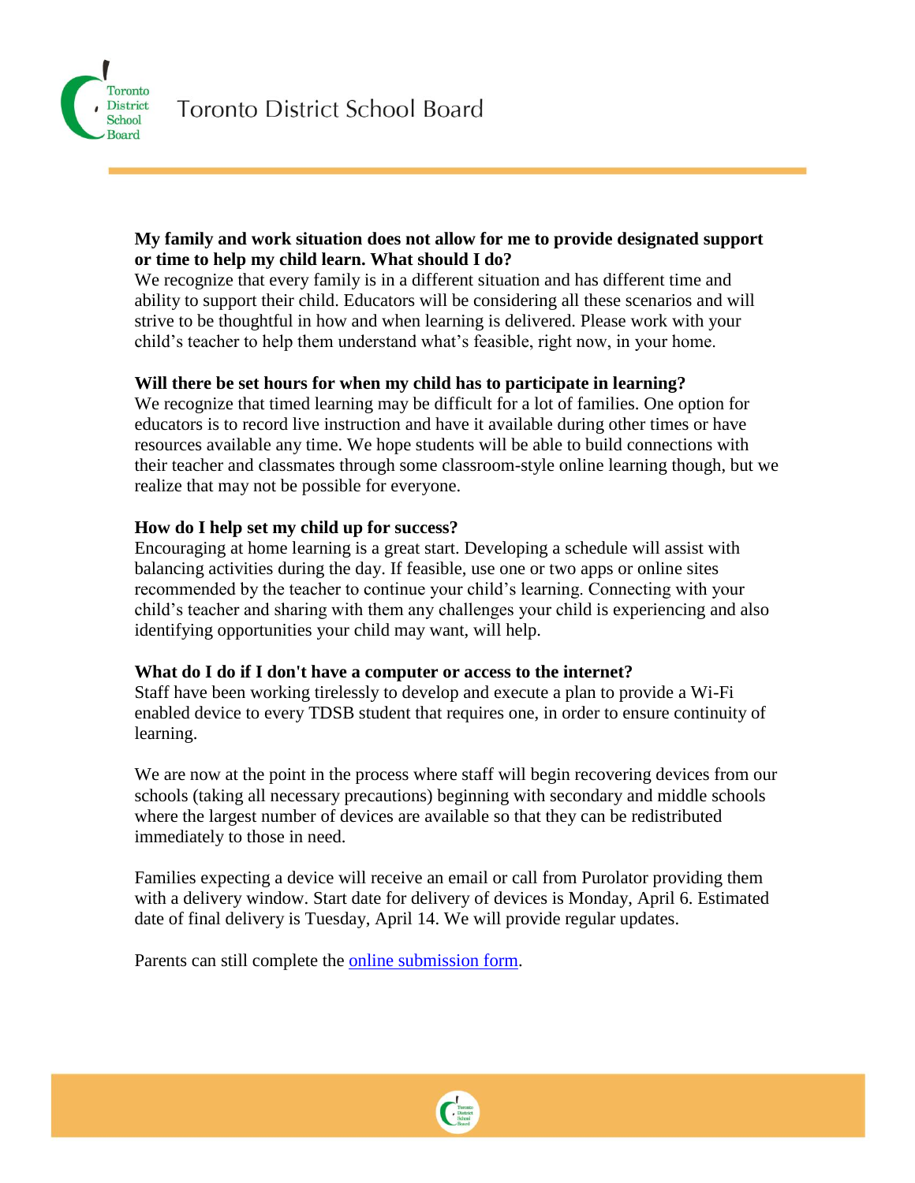**My family and work situation does not allow for me to provide designated support or time to help my child learn. What should I do?**

We recognize that every family is in a different situation and has different time and ability to support their child. Educators will be considering all these scenarios and will strive to be thoughtful in how and when learning is delivered. Please work with your child's teacher to help them understand what's feasible, right now, in your home.

**Will there be set hours for when my child has to participate in learning?**

We recognize that timed learning may be difficult for a lot of families. One option for educators is to record live instruction and have it available during other times or have resources available any time. We hope students will be able to build connections with their teacher and classmates through some classroom-style online learning though, but we realize that may not be possible for everyone.

**How do I help set my child up for success?**

Encouraging at home learning is a great start. Developing a schedule will assist with balancing activities during the day. If feasible, use one or two apps or online sites recommended by the teacher to continue your child's learning. Connecting with your child's teacher and sharing with them any challenges your child is experiencing and also identifying opportunities your child may want, will help.

**What do I do if I don't have a computer or access to the internet?**

Staff have been working tirelessly to develop and execute a plan to provide a Wi-Fi enabled device to every TDSB student that requires one, in order to ensure continuity of learning.

We are now at the point in the process where staff will begin recovering devices from our schools (taking all necessary precautions) beginning with secondary and middle schools where the largest number of devices are available so that they can be redistributed immediately to those in need.

Families expecting a device will receive an email or call from Purolator providing them with a delivery window. Start date for delivery of devices is Monday, April 6. Estimated date of final delivery is Tuesday, April 14. We will provide regular updates.

Parents can still complete the online submission form.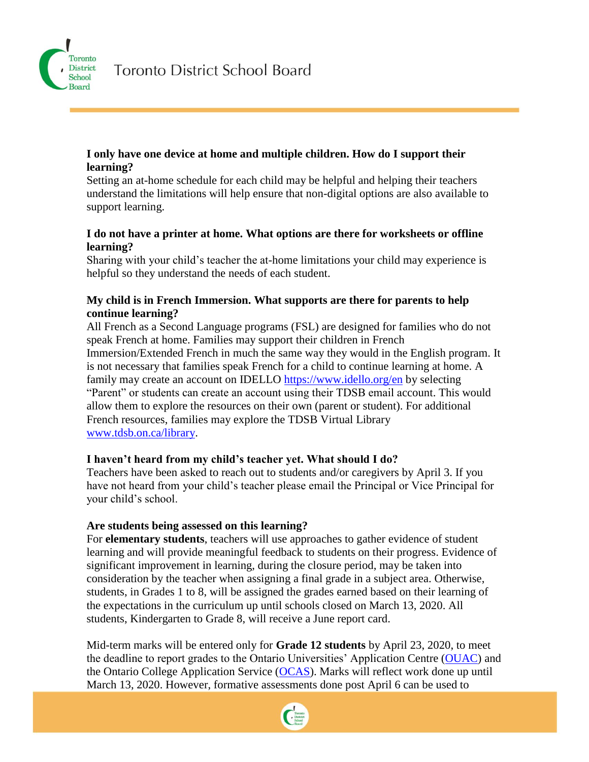**I only have one device at home and multiple children. How do I support their learning?**

Setting an at-home schedule for each child may be helpful and helping their teachers understand the limitations will help ensure that non-digital options are also available to support learning.

**I do not have a printer at home. What options are there for worksheets or offline learning?**

Sharing with your child's teacher the at-home limitations your child may experience is helpful so they understand the needs of each student.

**My child is in French Immersion. What supports are there for parents to help continue learning?**

All French as a Second Language programs (FSL) are designed for families who do not speak French at home. Families may support their children in French Immersion/Extended French in much the same way they would in the English program. It is not necessary that families speak French for a child to continue learning at home. A family may create an account on IDELLO [https://www.idello.org/en](https://www.idello.org/en) by selecting "Parent" or students can create an account using their TDSB email account. This would allow them to explore the resources on their own (parent or student). For additional French resources, families may explore the TDSB Virtual Library [www.tdsb.on.ca/library](www.tdsb.on.ca/library).

**I haven't heard from my child's teacher yet. What should I do?**

Teachers have been asked to reach out to students and/or caregivers by April 3. If you have not heard from your child's teacher please email the Principal or Vice Principal for your child's school.

**Are students being assessed on this learning?**

For **elementary students**, teachers will use approaches to gather evidence of student learning and will provide meaningful feedback to students on their progress. Evidence of significant improvement in learning, during the closure period, may be taken into consideration by the teacher when assigning a final grade in a subject area. Otherwise, students, in Grades 1 to 8, will be assigned the grades earned based on their learning of the expectations in the curriculum up until schools closed on March 13, 2020. All students, Kindergarten to Grade 8, will receive a June report card.

Mid-term marks will be entered only for **Grade 12 students** by April 23, 2020, to meet the deadline to report grades to the Ontario Universities' Application Centre (OUAC) and the Ontario College Application Service (OCAS). Marks will reflect work done up until March 13, 2020. However, formative assessments done post April 6 can be used to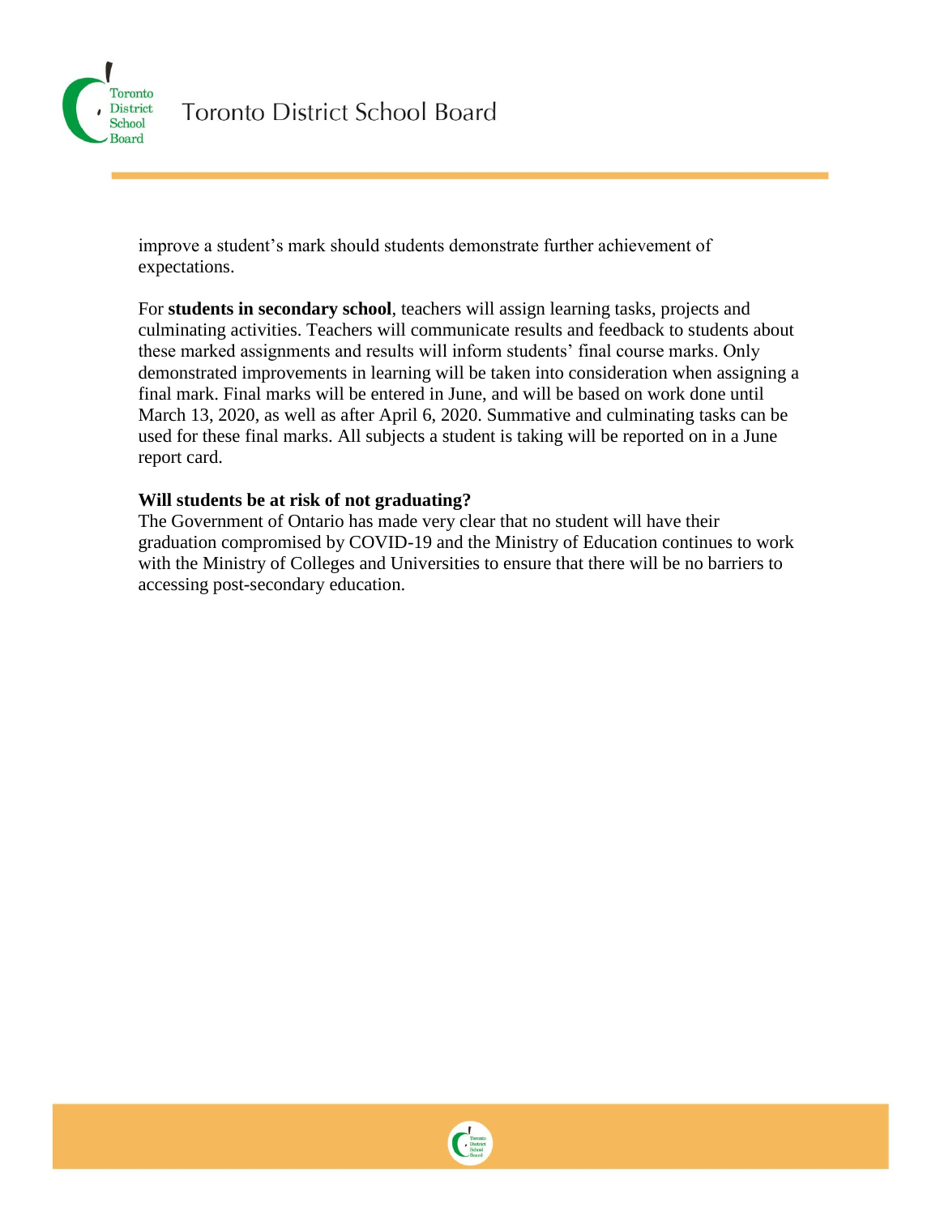improve a student's mark should students demonstrate further achievement of expectations.

For **students in secondary school**, teachers will assign learning tasks, projects and culminating activities. Teachers will communicate results and feedback to students about these marked assignments and results will inform students' final course marks. Only demonstrated improvements in learning will be taken into consideration when assigning a final mark. Final marks will be entered in June, and will be based on work done until March 13, 2020, as well as after April 6, 2020. Summative and culminating tasks can be used for these final marks. All subjects a student is taking will be reported on in a June report card.

**Will students be at risk of not graduating?**

The Government of Ontario has made very clear that no student will have their graduation compromised by COVID-19 and the Ministry of Education continues to work with the Ministry of Colleges and Universities to ensure that there will be no barriers to accessing post-secondary education.